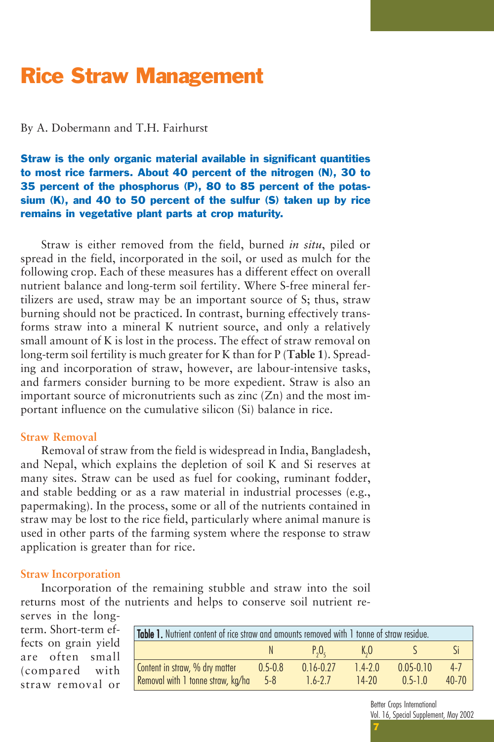# Rice Straw Management

By A. Dobermann and T.H. Fairhurst

**Straw is the only organic material available in significant quantities to most rice farmers. About 40 percent of the nitrogen (N), 30 to 35 percent of the phosphorus (P), 80 to 85 percent of the potassium (K), and 40 to 50 percent of the sulfur (S) taken up by rice remains in vegetative plant parts at crop maturity.**

Straw is either removed from the field, burned *in situ*, piled or spread in the field, incorporated in the soil, or used as mulch for the following crop. Each of these measures has a different effect on overall nutrient balance and long-term soil fertility. Where S-free mineral fertilizers are used, straw may be an important source of S; thus, straw burning should not be practiced. In contrast, burning effectively transforms straw into a mineral K nutrient source, and only a relatively small amount of K is lost in the process. The effect of straw removal on long-term soil fertility is much greater for K than for P (**Table 1**). Spreading and incorporation of straw, however, are labour-intensive tasks, and farmers consider burning to be more expedient. Straw is also an important source of micronutrients such as zinc (Zn) and the most important influence on the cumulative silicon (Si) balance in rice.

### Straw Removal

Removal of straw from the field is widespread in India, Bangladesh, and Nepal, which explains the depletion of soil K and Si reserves at many sites. Straw can be used as fuel for cooking, ruminant fodder, and stable bedding or as a raw material in industrial processes (e.g., papermaking). In the process, some or all of the nutrients contained in straw may be lost to the rice field, particularly where animal manure is used in other parts of the farming system where the response to straw application is greater than for rice.

### Straw Incorporation

Incorporation of the remaining stubble and straw into the soil returns most of the nutrients and helps to conserve soil nutrient reserves in the long-term. Short-term effects on grain yield are often small (compared with straw removal or

**Table 1.** Nutrient content of rice straw and amounts removed with 1 tonne of straw residue.

| | N | $P_2O_5$ | $K_2O$ | S | Si |
|---|---|---|---|---|---|
| Content in straw, % dry matter | 0.5-0.8 | 0.16-0.27 | 1.4-2.0 | 0.05-0.10 | 4-7 |
| Removal with 1 tonne straw, kg/ha | 5-8 | 1.6-2.7 | 14-20 | 0.5-1.0 | 40-70 |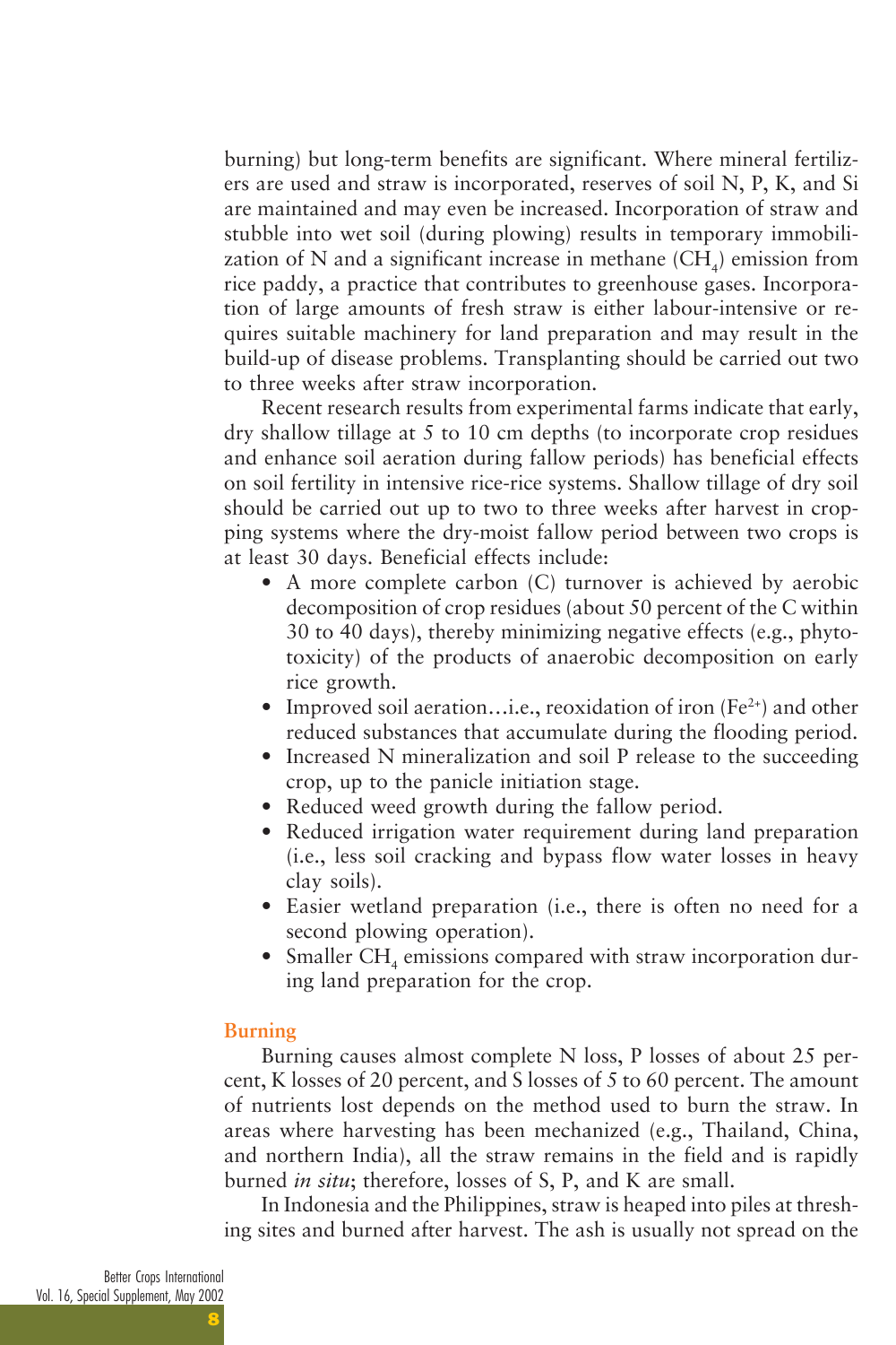burning) but long-term benefits are significant. Where mineral fertilizers are used and straw is incorporated, reserves of soil N, P, K, and Si are maintained and may even be increased. Incorporation of straw and stubble into wet soil (during plowing) results in temporary immobilization of N and a significant increase in methane ($CH_4$) emission from rice paddy, a practice that contributes to greenhouse gases. Incorporation of large amounts of fresh straw is either labour-intensive or requires suitable machinery for land preparation and may result in the build-up of disease problems. Transplanting should be carried out two to three weeks after straw incorporation.

Recent research results from experimental farms indicate that early, dry shallow tillage at 5 to 10 cm depths (to incorporate crop residues and enhance soil aeration during fallow periods) has beneficial effects on soil fertility in intensive rice-rice systems. Shallow tillage of dry soil should be carried out up to two to three weeks after harvest in cropping systems where the dry-moist fallow period between two crops is at least 30 days. Beneficial effects include:

- A more complete carbon (C) turnover is achieved by aerobic decomposition of crop residues (about 50 percent of the C within 30 to 40 days), thereby minimizing negative effects (e.g., phytotoxicity) of the products of anaerobic decomposition on early rice growth.
- Improved soil aeration…i.e., reoxidation of iron ($Fe^{2+}$) and other reduced substances that accumulate during the flooding period.
- Increased N mineralization and soil P release to the succeeding crop, up to the panicle initiation stage.
- Reduced weed growth during the fallow period.
- Reduced irrigation water requirement during land preparation (i.e., less soil cracking and bypass flow water losses in heavy clay soils).
- Easier wetland preparation (i.e., there is often no need for a second plowing operation).
- Smaller $CH_4$ emissions compared with straw incorporation during land preparation for the crop.

### Burning

Burning causes almost complete N loss, P losses of about 25 percent, K losses of 20 percent, and S losses of 5 to 60 percent. The amount of nutrients lost depends on the method used to burn the straw. In areas where harvesting has been mechanized (e.g., Thailand, China, and northern India), all the straw remains in the field and is rapidly burned *in situ*; therefore, losses of S, P, and K are small.

In Indonesia and the Philippines, straw is heaped into piles at threshing sites and burned after harvest. The ash is usually not spread on the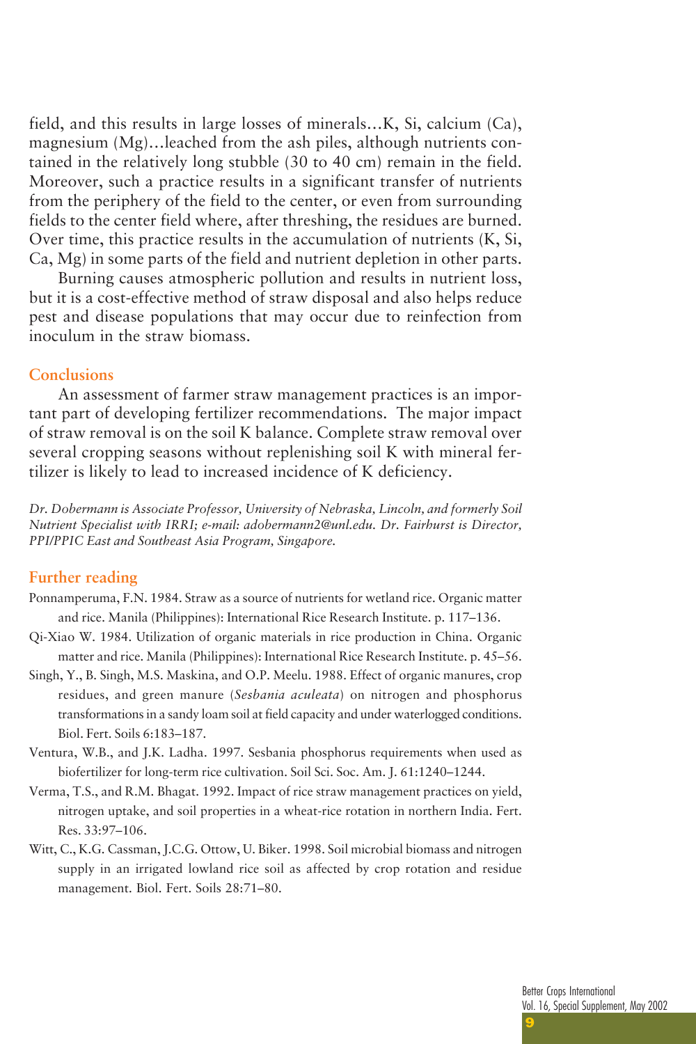field, and this results in large losses of minerals…K, Si, calcium (Ca), magnesium (Mg)…leached from the ash piles, although nutrients contained in the relatively long stubble (30 to 40 cm) remain in the field. Moreover, such a practice results in a significant transfer of nutrients from the periphery of the field to the center, or even from surrounding fields to the center field where, after threshing, the residues are burned. Over time, this practice results in the accumulation of nutrients (K, Si, Ca, Mg) in some parts of the field and nutrient depletion in other parts.

Burning causes atmospheric pollution and results in nutrient loss, but it is a cost-effective method of straw disposal and also helps reduce pest and disease populations that may occur due to reinfection from inoculum in the straw biomass.

## Conclusions

An assessment of farmer straw management practices is an important part of developing fertilizer recommendations. The major impact of straw removal is on the soil K balance. Complete straw removal over several cropping seasons without replenishing soil K with mineral fertilizer is likely to lead to increased incidence of K deficiency.

*Dr. Dobermann is Associate Professor, University of Nebraska, Lincoln, and formerly Soil Nutrient Specialist with IRRI; e-mail: adobermann2@unl.edu. Dr. Fairhurst is Director, PPI/PPIC East and Southeast Asia Program, Singapore.*

## Further reading

Ponnamperuma, F.N. 1984. Straw as a source of nutrients for wetland rice. Organic matter and rice. Manila (Philippines): International Rice Research Institute. p. 117–136.

Qi-Xiao W. 1984. Utilization of organic materials in rice production in China. Organic matter and rice. Manila (Philippines): International Rice Research Institute. p. 45–56.

Singh, Y., B. Singh, M.S. Maskina, and O.P. Meelu. 1988. Effect of organic manures, crop residues, and green manure (*Sesbania aculeata*) on nitrogen and phosphorus transformations in a sandy loam soil at field capacity and under waterlogged conditions. Biol. Fert. Soils 6:183–187.

Ventura, W.B., and J.K. Ladha. 1997. Sesbania phosphorus requirements when used as biofertilizer for long-term rice cultivation. Soil Sci. Soc. Am. J. 61:1240–1244.

Verma, T.S., and R.M. Bhagat. 1992. Impact of rice straw management practices on yield, nitrogen uptake, and soil properties in a wheat-rice rotation in northern India. Fert. Res. 33:97–106.

Witt, C., K.G. Cassman, J.C.G. Ottow, U. Biker. 1998. Soil microbial biomass and nitrogen supply in an irrigated lowland rice soil as affected by crop rotation and residue management. Biol. Fert. Soils 28:71–80.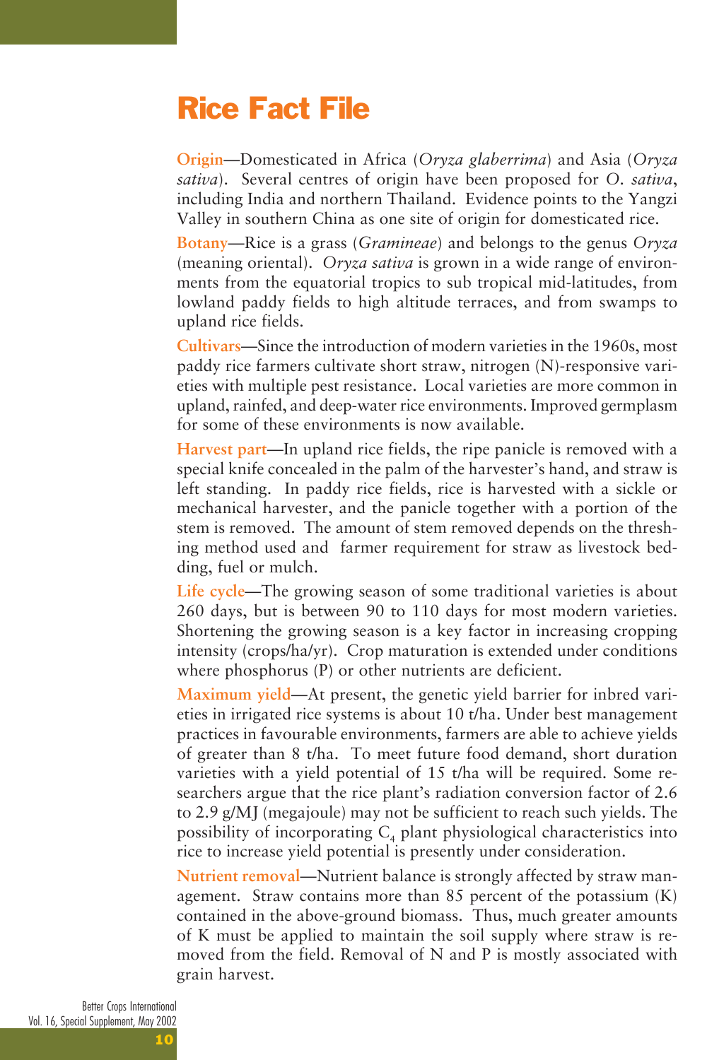# Rice Fact File

**Origin**—Domesticated in Africa (*Oryza glaberrima*) and Asia (*Oryza sativa*). Several centres of origin have been proposed for *O. sativa*, including India and northern Thailand. Evidence points to the Yangzi Valley in southern China as one site of origin for domesticated rice.

**Botany**—Rice is a grass (*Gramineae*) and belongs to the genus *Oryza* (meaning oriental). *Oryza sativa* is grown in a wide range of environments from the equatorial tropics to sub tropical mid-latitudes, from lowland paddy fields to high altitude terraces, and from swamps to upland rice fields.

**Cultivars**—Since the introduction of modern varieties in the 1960s, most paddy rice farmers cultivate short straw, nitrogen (N)-responsive varieties with multiple pest resistance. Local varieties are more common in upland, rainfed, and deep-water rice environments. Improved germplasm for some of these environments is now available.

**Harvest part**—In upland rice fields, the ripe panicle is removed with a special knife concealed in the palm of the harvester's hand, and straw is left standing. In paddy rice fields, rice is harvested with a sickle or mechanical harvester, and the panicle together with a portion of the stem is removed. The amount of stem removed depends on the threshing method used and farmer requirement for straw as livestock bedding, fuel or mulch.

**Life cycle**—The growing season of some traditional varieties is about 260 days, but is between 90 to 110 days for most modern varieties. Shortening the growing season is a key factor in increasing cropping intensity (crops/ha/yr). Crop maturation is extended under conditions where phosphorus (P) or other nutrients are deficient.

**Maximum yield**—At present, the genetic yield barrier for inbred varieties in irrigated rice systems is about 10 t/ha. Under best management practices in favourable environments, farmers are able to achieve yields of greater than 8 t/ha. To meet future food demand, short duration varieties with a yield potential of 15 t/ha will be required. Some researchers argue that the rice plant's radiation conversion factor of 2.6 to 2.9 g/MJ (megajoule) may not be sufficient to reach such yields. The possibility of incorporating $C_4$ plant physiological characteristics into rice to increase yield potential is presently under consideration.

**Nutrient removal**—Nutrient balance is strongly affected by straw management. Straw contains more than 85 percent of the potassium (K) contained in the above-ground biomass. Thus, much greater amounts of K must be applied to maintain the soil supply where straw is removed from the field. Removal of N and P is mostly associated with grain harvest.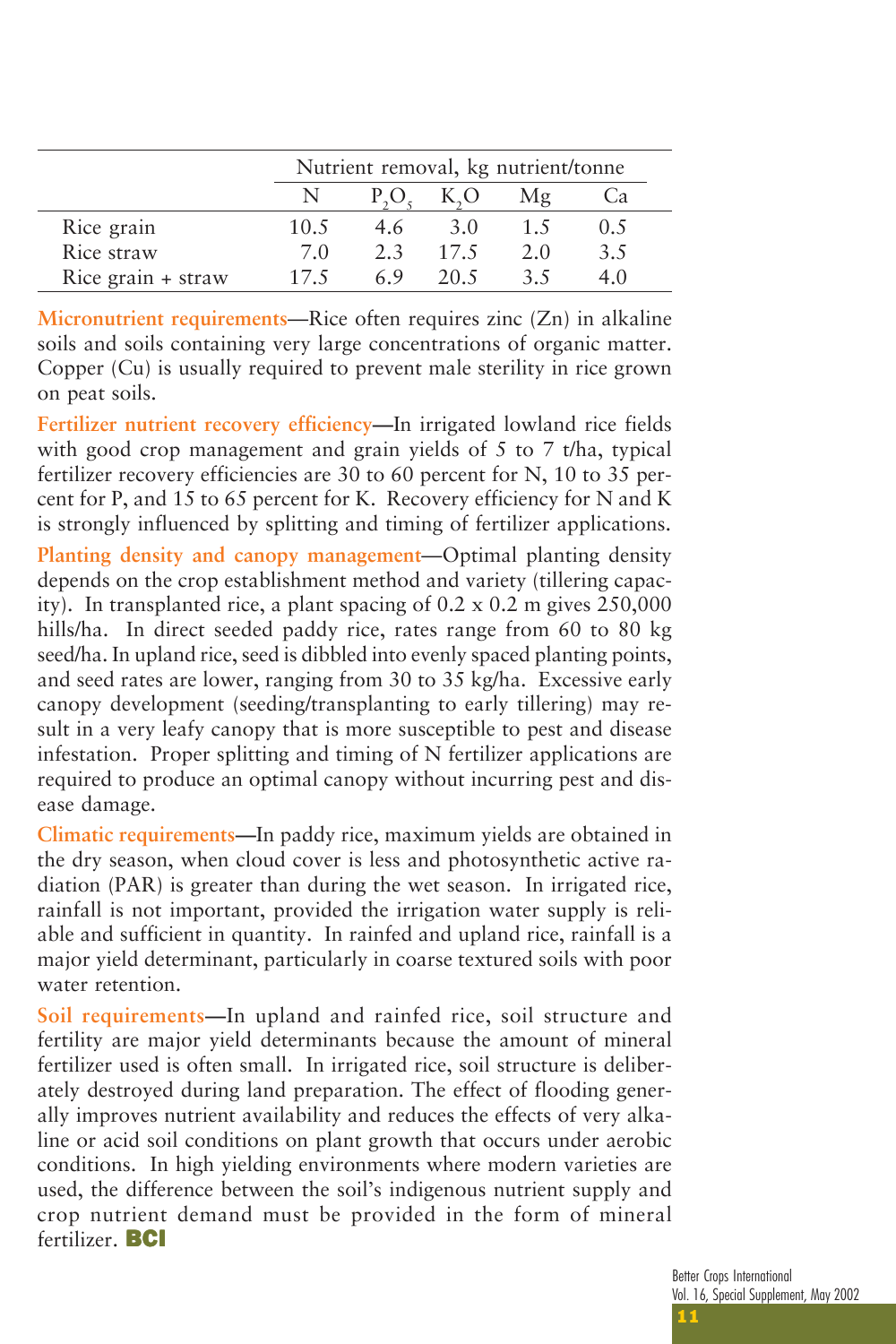| | Nutrient removal, kg nutrient/tonne | | | | |
|---|---|---|---|---|---|
| | N | $P_2O_5$ | $K_2O$ | Mg | Ca |
| Rice grain | 10.5 | 4.6 | 3.0 | 1.5 | 0.5 |
| Rice straw | 7.0 | 2.3 | 17.5 | 2.0 | 3.5 |
| Rice grain + straw | 17.5 | 6.9 | 20.5 | 3.5 | 4.0 |

**Micronutrient requirements**—Rice often requires zinc (Zn) in alkaline soils and soils containing very large concentrations of organic matter. Copper (Cu) is usually required to prevent male sterility in rice grown on peat soils.

**Fertilizer nutrient recovery efficiency**—In irrigated lowland rice fields with good crop management and grain yields of 5 to 7 t/ha, typical fertilizer recovery efficiencies are 30 to 60 percent for N, 10 to 35 percent for P, and 15 to 65 percent for K. Recovery efficiency for N and K is strongly influenced by splitting and timing of fertilizer applications.

**Planting density and canopy management**—Optimal planting density depends on the crop establishment method and variety (tillering capacity). In transplanted rice, a plant spacing of 0.2 x 0.2 m gives 250,000 hills/ha. In direct seeded paddy rice, rates range from 60 to 80 kg seed/ha. In upland rice, seed is dibbled into evenly spaced planting points, and seed rates are lower, ranging from 30 to 35 kg/ha. Excessive early canopy development (seeding/transplanting to early tillering) may result in a very leafy canopy that is more susceptible to pest and disease infestation. Proper splitting and timing of N fertilizer applications are required to produce an optimal canopy without incurring pest and disease damage.

**Climatic requirements**—In paddy rice, maximum yields are obtained in the dry season, when cloud cover is less and photosynthetic active radiation (PAR) is greater than during the wet season. In irrigated rice, rainfall is not important, provided the irrigation water supply is reliable and sufficient in quantity. In rainfed and upland rice, rainfall is a major yield determinant, particularly in coarse textured soils with poor water retention.

**Soil requirements**—In upland and rainfed rice, soil structure and fertility are major yield determinants because the amount of mineral fertilizer used is often small. In irrigated rice, soil structure is deliberately destroyed during land preparation. The effect of flooding generally improves nutrient availability and reduces the effects of very alkaline or acid soil conditions on plant growth that occurs under aerobic conditions. In high yielding environments where modern varieties are used, the difference between the soil's indigenous nutrient supply and crop nutrient demand must be provided in the form of mineral fertilizer. **BCI**